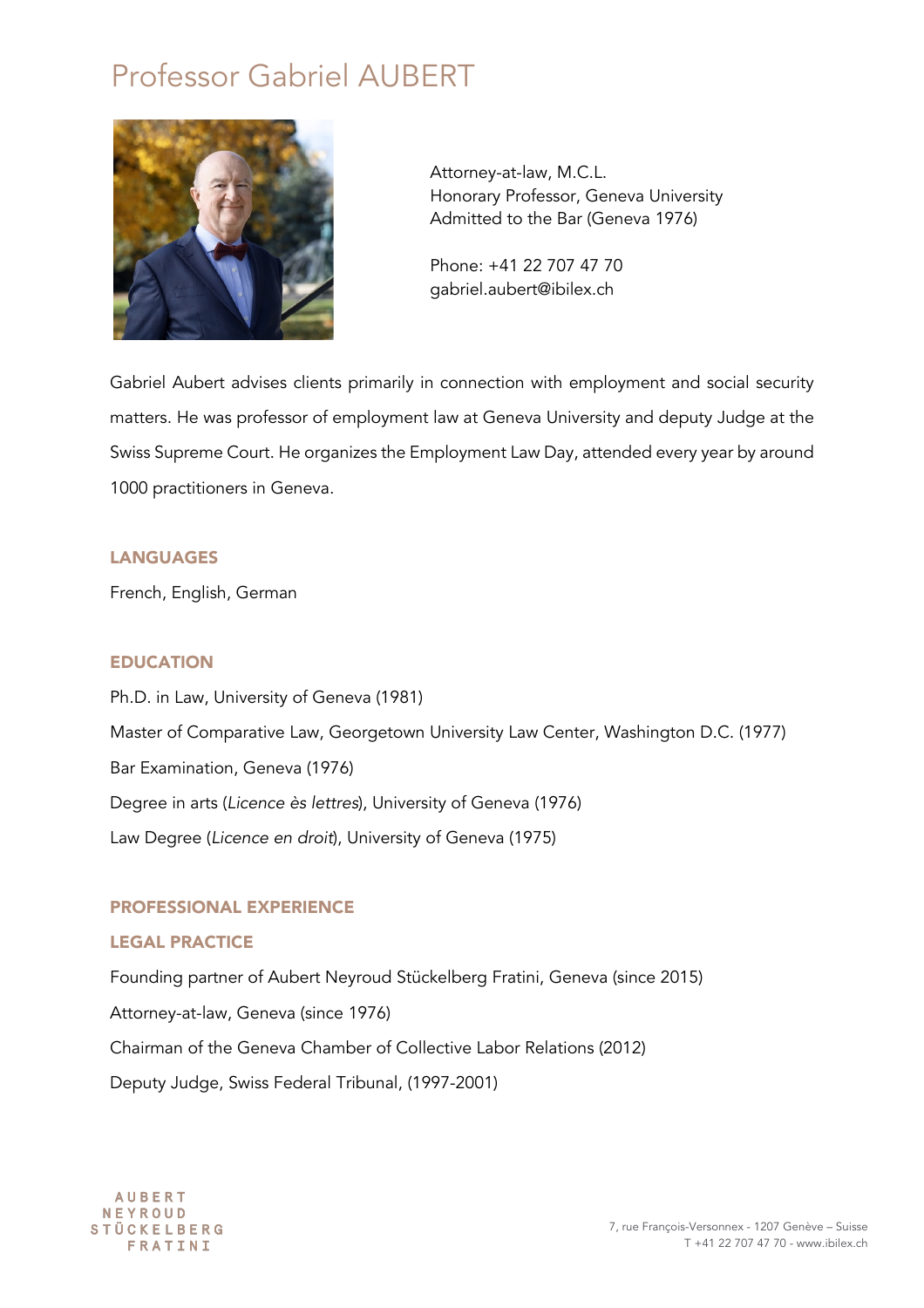# Professor Gabriel AUBERT

Attorney-at-law, M.C.L.
Honorary Professor, Geneva University
Admitted to the Bar (Geneva 1976)

Phone: +41 22 707 47 70
gabriel.aubert@ibilex.ch

Gabriel Aubert advises clients primarily in connection with employment and social security matters. He was professor of employment law at Geneva University and deputy Judge at the Swiss Supreme Court. He organizes the Employment Law Day, attended every year by around 1000 practitioners in Geneva.

## LANGUAGES

French, English, German

## EDUCATION

Ph.D. in Law, University of Geneva (1981)

Master of Comparative Law, Georgetown University Law Center, Washington D.C. (1977)

Bar Examination, Geneva (1976)

Degree in arts (*Licence ès lettres*), University of Geneva (1976)

Law Degree (*Licence en droit*), University of Geneva (1975)

## PROFESSIONAL EXPERIENCE

### LEGAL PRACTICE

Founding partner of Aubert Neyroud Stückelberg Fratini, Geneva (since 2015)

Attorney-at-law, Geneva (since 1976)

Chairman of the Geneva Chamber of Collective Labor Relations (2012)

Deputy Judge, Swiss Federal Tribunal, (1997-2001)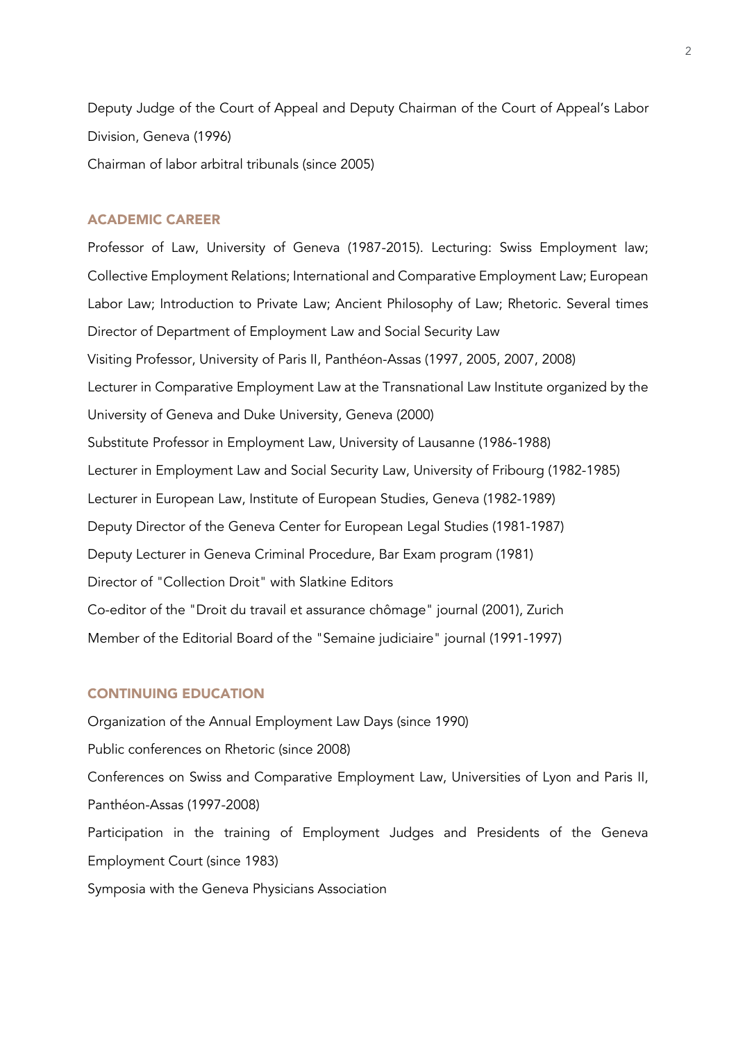Deputy Judge of the Court of Appeal and Deputy Chairman of the Court of Appeal's Labor Division, Geneva (1996)

Chairman of labor arbitral tribunals (since 2005)

## ACADEMIC CAREER

Professor of Law, University of Geneva (1987-2015). Lecturing: Swiss Employment law; Collective Employment Relations; International and Comparative Employment Law; European Labor Law; Introduction to Private Law; Ancient Philosophy of Law; Rhetoric. Several times Director of Department of Employment Law and Social Security Law

Visiting Professor, University of Paris II, Panthéon-Assas (1997, 2005, 2007, 2008)

Lecturer in Comparative Employment Law at the Transnational Law Institute organized by the University of Geneva and Duke University, Geneva (2000)

Substitute Professor in Employment Law, University of Lausanne (1986-1988)

Lecturer in Employment Law and Social Security Law, University of Fribourg (1982-1985)

Lecturer in European Law, Institute of European Studies, Geneva (1982-1989)

Deputy Director of the Geneva Center for European Legal Studies (1981-1987)

Deputy Lecturer in Geneva Criminal Procedure, Bar Exam program (1981)

Director of "Collection Droit" with Slatkine Editors

Co-editor of the "Droit du travail et assurance chômage" journal (2001), Zurich

Member of the Editorial Board of the "Semaine judiciaire" journal (1991-1997)

## CONTINUING EDUCATION

Organization of the Annual Employment Law Days (since 1990)

Public conferences on Rhetoric (since 2008)

Conferences on Swiss and Comparative Employment Law, Universities of Lyon and Paris II, Panthéon-Assas (1997-2008)

Participation in the training of Employment Judges and Presidents of the Geneva Employment Court (since 1983)

Symposia with the Geneva Physicians Association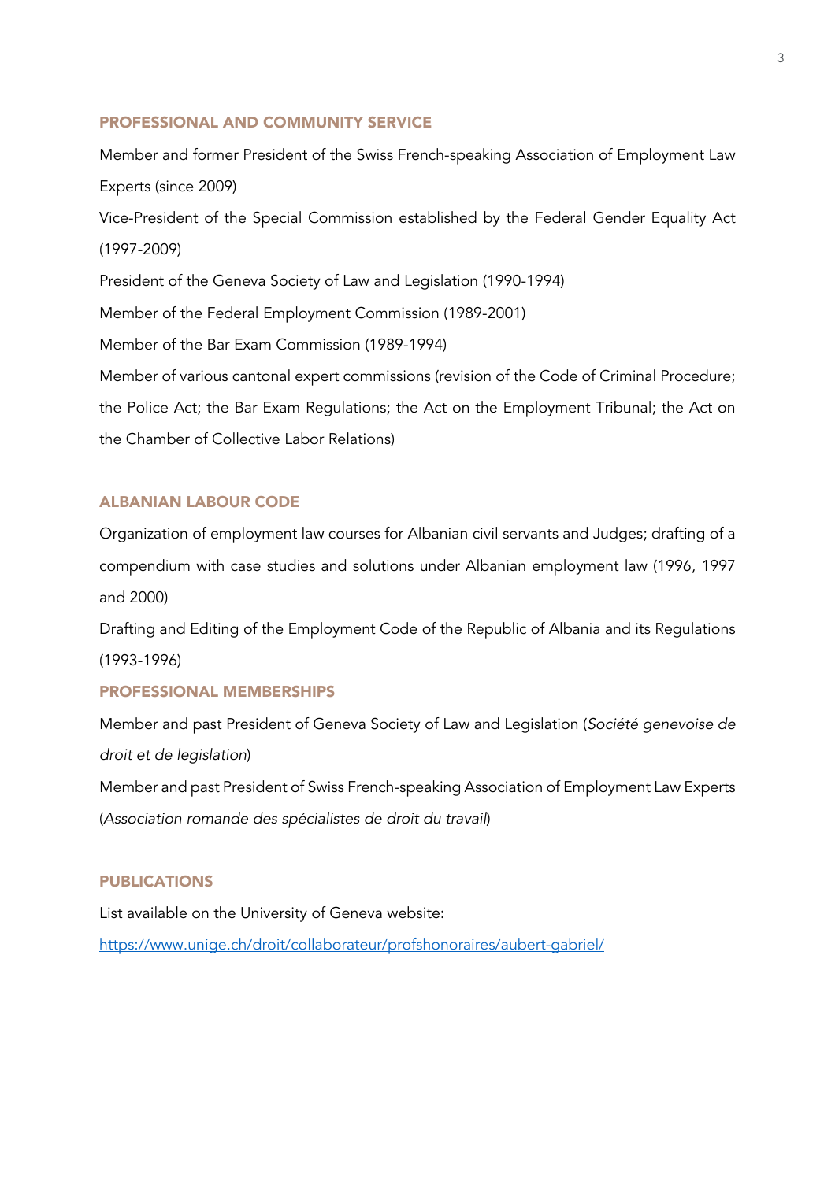## PROFESSIONAL AND COMMUNITY SERVICE

Member and former President of the Swiss French-speaking Association of Employment Law Experts (since 2009)

Vice-President of the Special Commission established by the Federal Gender Equality Act (1997-2009)

President of the Geneva Society of Law and Legislation (1990-1994)

Member of the Federal Employment Commission (1989-2001)

Member of the Bar Exam Commission (1989-1994)

Member of various cantonal expert commissions (revision of the Code of Criminal Procedure; the Police Act; the Bar Exam Regulations; the Act on the Employment Tribunal; the Act on the Chamber of Collective Labor Relations)

## ALBANIAN LABOUR CODE

Organization of employment law courses for Albanian civil servants and Judges; drafting of a compendium with case studies and solutions under Albanian employment law (1996, 1997 and 2000)

Drafting and Editing of the Employment Code of the Republic of Albania and its Regulations (1993-1996)

## PROFESSIONAL MEMBERSHIPS

Member and past President of Geneva Society of Law and Legislation (*Société genevoise de droit et de legislation*)

Member and past President of Swiss French-speaking Association of Employment Law Experts (*Association romande des spécialistes de droit du travail*)

## PUBLICATIONS

List available on the University of Geneva website:

https://www.unige.ch/droit/collaborateur/profshonoraires/aubert-gabriel/